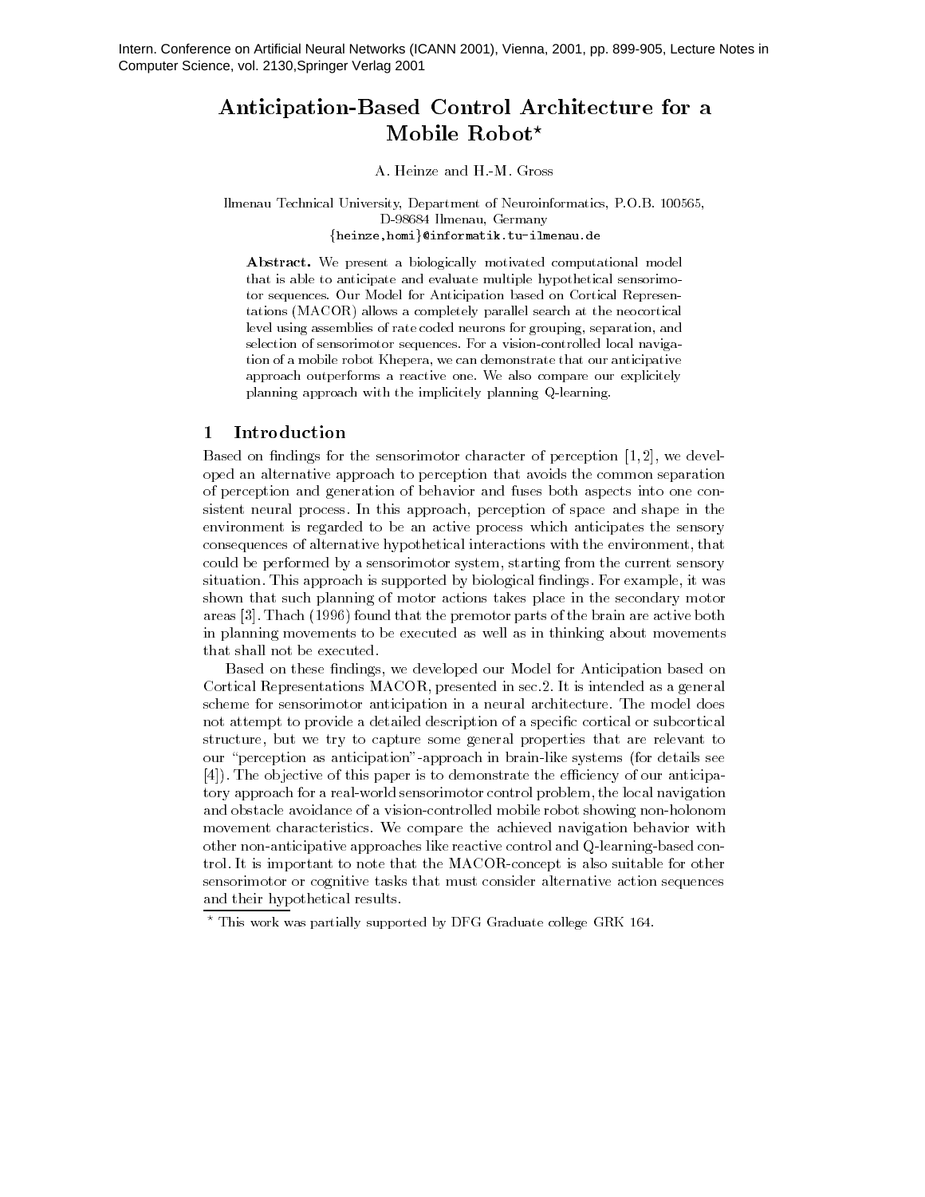Intern. Conference on Artificial Neural Networks (ICANN 2001), Vienna, 2001, pp. 899-905, Lecture Notes in Computer Science, vol. 2130, Springer Verlag 2001

# Anticipation-Based Control Architecture for a Mobile Robot*

A. Heinze and H.-M. Gross

Ilmenau Technical University, Department of Neuroinformatics, P.O.B. 100565, D-98684 Ilmenau, Germany
{heinze,homi}@informatik.tu-ilmenau.de

**Abstract.** We present a biologically motivated computational model that is able to anticipate and evaluate multiple hypothetical sensorimotor sequences. Our Model for Anticipation based on Cortical Representations (MACOR) allows a completely parallel search at the neocortical level using assemblies of rate coded neurons for grouping, separation, and selection of sensorimotor sequences. For a vision-controlled local navigation of a mobile robot Khepera, we can demonstrate that our anticipative approach outperforms a reactive one. We also compare our explicitely planning approach with the implicitely planning Q-learning.

## 1 Introduction

Based on findings for the sensorimotor character of perception [1, 2], we developed an alternative approach to perception that avoids the common separation of perception and generation of behavior and fuses both aspects into one consistent neural process. In this approach, perception of space and shape in the environment is regarded to be an active process which anticipates the sensory consequences of alternative hypothetical interactions with the environment, that could be performed by a sensorimotor system, starting from the current sensory situation. This approach is supported by biological findings. For example, it was shown that such planning of motor actions takes place in the secondary motor areas [3]. Thach (1996) found that the premotor parts of the brain are active both in planning movements to be executed as well as in thinking about movements that shall not be executed.

Based on these findings, we developed our Model for Anticipation based on Cortical Representations MACOR, presented in sec.2. It is intended as a general scheme for sensorimotor anticipation in a neural architecture. The model does not attempt to provide a detailed description of a specific cortical or subcortical structure, but we try to capture some general properties that are relevant to our "perception as anticipation"-approach in brain-like systems (for details see [4]). The objective of this paper is to demonstrate the efficiency of our anticipatory approach for a real-world sensorimotor control problem, the local navigation and obstacle avoidance of a vision-controlled mobile robot showing non-holonom movement characteristics. We compare the achieved navigation behavior with other non-anticipative approaches like reactive control and Q-learning-based control. It is important to note that the MACOR-concept is also suitable for other sensorimotor or cognitive tasks that must consider alternative action sequences and their hypothetical results.

* This work was partially supported by DFG Graduate college GRK 164.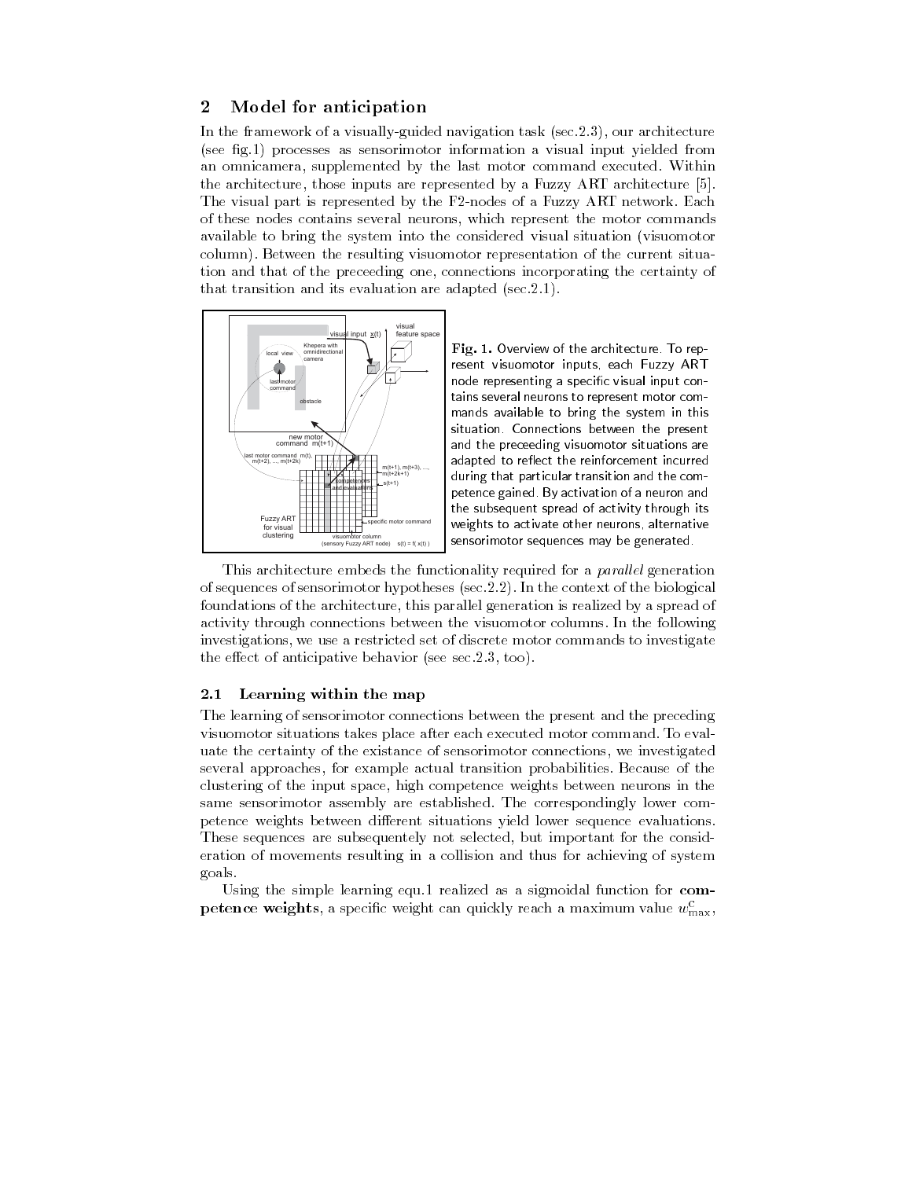## 2 Model for anticipation

In the framework of a visually-guided navigation task (sec.2.3), our architecture (see fig.1) processes as sensorimotor information a visual input yielded from an omnicamera, supplemented by the last motor command executed. Within the architecture, those inputs are represented by a Fuzzy ART architecture [5]. The visual part is represented by the F2-nodes of a Fuzzy ART network. Each of these nodes contains several neurons, which represent the motor commands available to bring the system into the considered visual situation (visuomotor column). Between the resulting visuomotor representation of the current situation and that of the preceeding one, connections incorporating the certainty of that transition and its evaluation are adapted (sec.2.1).

visual input $\underline{x}(t)$
visual feature space
Khepera with omnidirectional camera
local view
last motor command
obstacle
new motor command m(t+1)
last motor command m(t), m(t+2), ..., m(t+2k)
m(t+1), m(t+3), ..., m(t+2k+1)
s(t+1)
competences and evaluations
specific motor command
Fuzzy ART for visual clustering
visuomotor column (sensory Fuzzy ART node)
s(t) = f( x(t) )

**Fig. 1.** Overview of the architecture. To represent visuomotor inputs, each Fuzzy ART node representing a specific visual input contains several neurons to represent motor commands available to bring the system in this situation. Connections between the present and the preceeding visuomotor situations are adapted to reflect the reinforcement incurred during that particular transition and the competence gained. By activation of a neuron and the subsequent spread of activity through its weights to activate other neurons, alternative sensorimotor sequences may be generated.

This architecture embeds the functionality required for a *parallel* generation of sequences of sensorimotor hypotheses (sec.2.2). In the context of the biological foundations of the architecture, this parallel generation is realized by a spread of activity through connections between the visuomotor columns. In the following investigations, we use a restricted set of discrete motor commands to investigate the effect of anticipative behavior (see sec.2.3, too).

### 2.1 Learning within the map

The learning of sensorimotor connections between the present and the preceding visuomotor situations takes place after each executed motor command. To evaluate the certainty of the existance of sensorimotor connections, we investigated several approaches, for example actual transition probabilities. Because of the clustering of the input space, high competence weights between neurons in the same sensorimotor assembly are established. The correspondingly lower competence weights between different situations yield lower sequence evaluations. These sequences are subsequentely not selected, but important for the consideration of movements resulting in a collision and thus for achieving of system goals.

Using the simple learning equ.1 realized as a sigmoidal function for **competence weights**, a specific weight can quickly reach a maximum value $w^{\mathrm{C}}_{\max}$,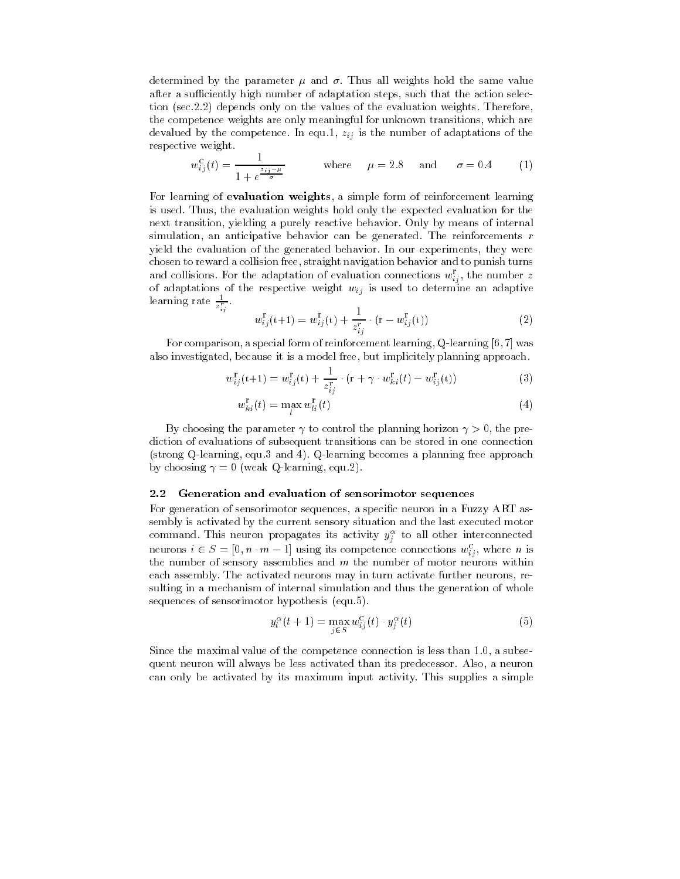determined by the parameter $\mu$ and $\sigma$. Thus all weights hold the same value after a sufficiently high number of adaptation steps, such that the action selection (sec.2.2) depends only on the values of the evaluation weights. Therefore, the competence weights are only meaningful for unknown transitions, which are devalued by the competence. In equ.1, $z_{ij}$ is the number of adaptations of the respective weight.

$$w_{ij}^{\mathrm{c}}(t) = \frac{1}{1 + e^{\frac{z_{ij} - \mu}{\sigma}}} \qquad \text{where} \quad \mu = 2.8 \quad \text{and} \quad \sigma = 0.4 \tag{1}$$

For learning of **evaluation weights**, a simple form of reinforcement learning is used. Thus, the evaluation weights hold only the expected evaluation for the next transition, yielding a purely reactive behavior. Only by means of internal simulation, an anticipative behavior can be generated. The reinforcements $r$ yield the evaluation of the generated behavior. In our experiments, they were chosen to reward a collision free, straight navigation behavior and to punish turns and collisions. For the adaptation of evaluation connections $w_{ij}^{\mathrm{r}}$, the number $z$ of adaptations of the respective weight $w_{ij}$ is used to determine an adaptive learning rate $\frac{1}{z_{ij}^{r}}$.

$$w_{ij}^{\mathrm{r}}(\mathrm{t}{+}1) = w_{ij}^{\mathrm{r}}(\mathrm{t}) + \frac{1}{z_{ij}^{r}} \cdot (\mathrm{r} - w_{ij}^{\mathrm{r}}(\mathrm{t})) \tag{2}$$

For comparison, a special form of reinforcement learning, Q-learning [6, 7] was also investigated, because it is a model free, but implicitely planning approach.

$$w_{ij}^{\mathrm{r}}(\mathrm{t}{+}1) = w_{ij}^{\mathrm{r}}(\mathrm{t}) + \frac{1}{z_{ij}^{r}} \cdot (\mathrm{r} + \gamma \cdot w_{ki}^{\mathrm{r}}(t) - w_{ij}^{\mathrm{r}}(\mathrm{t})) \tag{3}$$

$$w_{ki}^{\mathrm{r}}(t) = \max_{l} w_{li}^{\mathrm{r}}(t) \tag{4}$$

By choosing the parameter $\gamma$ to control the planning horizon $\gamma > 0$, the prediction of evaluations of subsequent transitions can be stored in one connection (strong Q-learning, equ.3 and 4). Q-learning becomes a planning free approach by choosing $\gamma = 0$ (weak Q-learning, equ.2).

### 2.2 Generation and evaluation of sensorimotor sequences

For generation of sensorimotor sequences, a specific neuron in a Fuzzy ART assembly is activated by the current sensory situation and the last executed motor command. This neuron propagates its activity $y_j^{\alpha}$ to all other interconnected neurons $i \in S = [0, n \cdot m - 1]$ using its competence connections $w_{ij}^{\mathrm{c}}$, where $n$ is the number of sensory assemblies and $m$ the number of motor neurons within each assembly. The activated neurons may in turn activate further neurons, resulting in a mechanism of internal simulation and thus the generation of whole sequences of sensorimotor hypothesis (equ.5).

$$y_i^{\alpha}(t+1) = \max_{j \in S} w_{ij}^{\mathrm{c}}(t) \cdot y_j^{\alpha}(t) \tag{5}$$

Since the maximal value of the competence connection is less than 1.0, a subsequent neuron will always be less activated than its predecessor. Also, a neuron can only be activated by its maximum input activity. This supplies a simple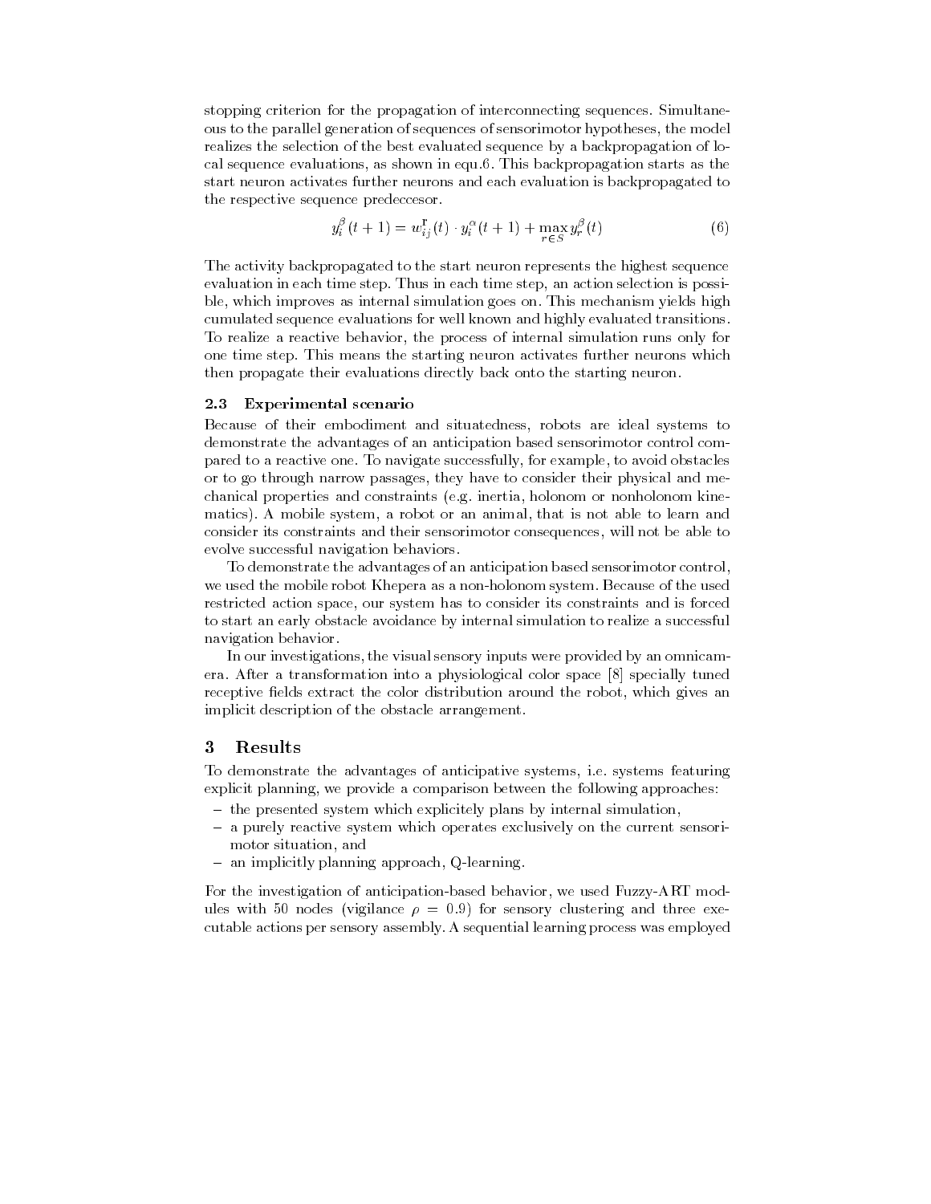stopping criterion for the propagation of interconnecting sequences. Simultaneous to the parallel generation of sequences of sensorimotor hypotheses, the model realizes the selection of the best evaluated sequence by a backpropagation of local sequence evaluations, as shown in equ.6. This backpropagation starts as the start neuron activates further neurons and each evaluation is backpropagated to the respective sequence predeccesor.

$$y_i^{\beta}(t+1) = w_{ij}^{\mathrm{r}}(t) \cdot y_i^{\alpha}(t+1) + \max_{r \in S} y_r^{\beta}(t) \tag{6}$$

The activity backpropagated to the start neuron represents the highest sequence evaluation in each time step. Thus in each time step, an action selection is possible, which improves as internal simulation goes on. This mechanism yields high cumulated sequence evaluations for well known and highly evaluated transitions. To realize a reactive behavior, the process of internal simulation runs only for one time step. This means the starting neuron activates further neurons which then propagate their evaluations directly back onto the starting neuron.

### 2.3 Experimental scenario

Because of their embodiment and situatedness, robots are ideal systems to demonstrate the advantages of an anticipation based sensorimotor control compared to a reactive one. To navigate successfully, for example, to avoid obstacles or to go through narrow passages, they have to consider their physical and mechanical properties and constraints (e.g. inertia, holonom or nonholonom kinematics). A mobile system, a robot or an animal, that is not able to learn and consider its constraints and their sensorimotor consequences, will not be able to evolve successful navigation behaviors.

To demonstrate the advantages of an anticipation based sensorimotor control, we used the mobile robot Khepera as a non-holonom system. Because of the used restricted action space, our system has to consider its constraints and is forced to start an early obstacle avoidance by internal simulation to realize a successful navigation behavior.

In our investigations, the visual sensory inputs were provided by an omnicamera. After a transformation into a physiological color space [8] specially tuned receptive fields extract the color distribution around the robot, which gives an implicit description of the obstacle arrangement.

## 3 Results

To demonstrate the advantages of anticipative systems, i.e. systems featuring explicit planning, we provide a comparison between the following approaches:

- the presented system which explicitely plans by internal simulation,
- a purely reactive system which operates exclusively on the current sensorimotor situation, and
- an implicitly planning approach, Q-learning.

For the investigation of anticipation-based behavior, we used Fuzzy-ART modules with 50 nodes (vigilance $\rho = 0.9$) for sensory clustering and three executable actions per sensory assembly. A sequential learning process was employed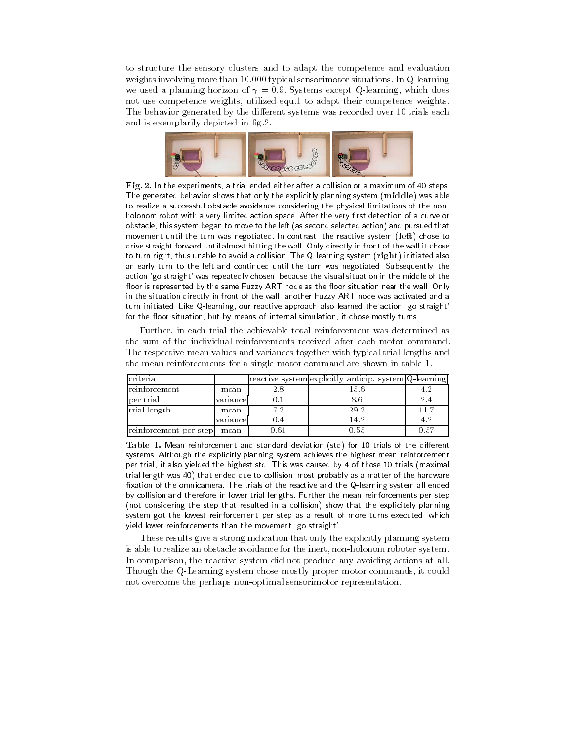to structure the sensory clusters and to adapt the competence and evaluation weights involving more than 10.000 typical sensorimotor situations. In Q-learning we used a planning horizon of $\gamma = 0.9$. Systems except Q-learning, which does not use competence weights, utilized equ.1 to adapt their competence weights. The behavior generated by the different systems was recorded over 10 trials each and is exemplarily depicted in fig.2.

**Fig. 2.** In the experiments, a trial ended either after a collision or a maximum of 40 steps. The generated behavior shows that only the explicitly planning system (**middle**) was able to realize a successful obstacle avoidance considering the physical limitations of the non-holonom robot with a very limited action space. After the very first detection of a curve or obstacle, this system began to move to the left (as second selected action) and pursued that movement until the turn was negotiated. In contrast, the reactive system (**left**) chose to drive straight forward until almost hitting the wall. Only directly in front of the wall it chose to turn right, thus unable to avoid a collision. The Q-learning system (**right**) initiated also an early turn to the left and continued until the turn was negotiated. Subsequently, the action 'go straight' was repeatedly chosen, because the visual situation in the middle of the floor is represented by the same Fuzzy ART node as the floor situation near the wall. Only in the situation directly in front of the wall, another Fuzzy ART node was activated and a turn initiated. Like Q-learning, our reactive approach also learned the action 'go straight' for the floor situation, but by means of internal simulation, it chose mostly turns.

Further, in each trial the achievable total reinforcement was determined as the sum of the individual reinforcements received after each motor command. The respective mean values and variances together with typical trial lengths and the mean reinforcements for a single motor command are shown in table 1.

| criteria | | reactive system | explicitly anticip. system | Q-learning |
|---|---|---|---|---|
| reinforcement | mean | 2.8 | 15.6 | 4.2 |
| per trial | variance | 0.1 | 8.6 | 2.4 |
| trial length | mean | 7.2 | 29.2 | 11.7 |
| | variance | 0.4 | 14.2 | 4.2 |
| reinforcement per step | mean | 0.61 | 0.55 | 0.57 |

**Table 1.** Mean reinforcement and standard deviation (std) for 10 trials of the different systems. Although the explicitly planning system achieves the highest mean reinforcement per trial, it also yielded the highest std. This was caused by 4 of those 10 trials (maximal trial length was 40) that ended due to collision, most probably as a matter of the hardware fixation of the omnicamera. The trials of the reactive and the Q-learning system all ended by collision and therefore in lower trial lengths. Further the mean reinforcements per step (not considering the step that resulted in a collision) show that the explicitely planning system got the lowest reinforcement per step as a result of more turns executed, which yield lower reinforcements than the movement 'go straight'.

These results give a strong indication that only the explicitly planning system is able to realize an obstacle avoidance for the inert, non-holonom roboter system. In comparison, the reactive system did not produce any avoiding actions at all. Though the Q-Learning system chose mostly proper motor commands, it could not overcome the perhaps non-optimal sensorimotor representation.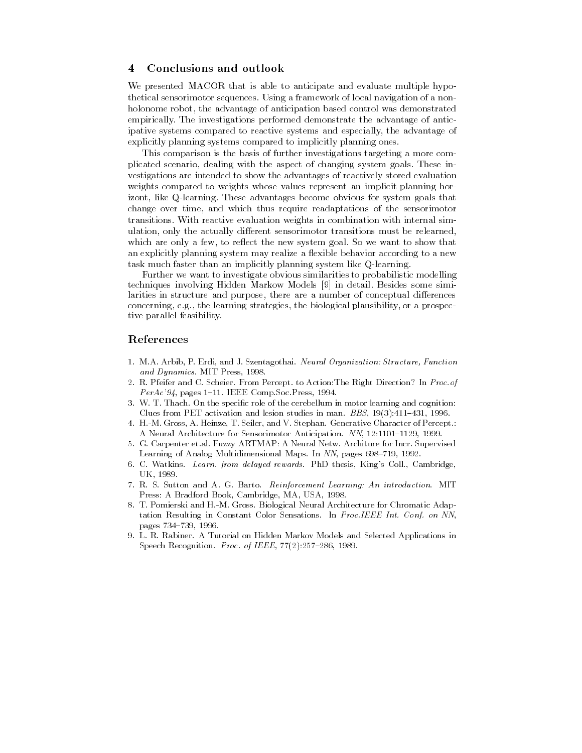## 4 Conclusions and outlook

We presented MACOR that is able to anticipate and evaluate multiple hypothetical sensorimotor sequences. Using a framework of local navigation of a nonholonome robot, the advantage of anticipation based control was demonstrated empirically. The investigations performed demonstrate the advantage of anticipative systems compared to reactive systems and especially, the advantage of explicitly planning systems compared to implicitly planning ones.

This comparison is the basis of further investigations targeting a more complicated scenario, dealing with the aspect of changing system goals. These investigations are intended to show the advantages of reactively stored evaluation weights compared to weights whose values represent an implicit planning horizont, like Q-learning. These advantages become obvious for system goals that change over time, and which thus require readaptations of the sensorimotor transitions. With reactive evaluation weights in combination with internal simulation, only the actually different sensorimotor transitions must be relearned, which are only a few, to reflect the new system goal. So we want to show that an explicitly planning system may realize a flexible behavior according to a new task much faster than an implicitly planning system like Q-learning.

Further we want to investigate obvious similarities to probabilistic modelling techniques involving Hidden Markow Models [9] in detail. Besides some similarities in structure and purpose, there are a number of conceptual differences concerning, e.g., the learning strategies, the biological plausibility, or a prospective parallel feasibility.

## References

1. M.A. Arbib, P. Erdi, and J. Szentagothai. *Neural Organization: Structure, Function and Dynamics*. MIT Press, 1998.
2. R. Pfeifer and C. Scheier. From Percept. to Action:The Right Direction? In *Proc.of PerAc'94*, pages 1–11. IEEE Comp.Soc.Press, 1994.
3. W. T. Thach. On the specific role of the cerebellum in motor learning and cognition: Clues from PET activation and lesion studies in man. *BBS*, 19(3):411–431, 1996.
4. H.-M. Gross, A. Heinze, T. Seiler, and V. Stephan. Generative Character of Percept.: A Neural Architecture for Sensorimotor Anticipation. *NN*, 12:1101–1129, 1999.
5. G. Carpenter et.al. Fuzzy ARTMAP: A Neural Netw. Architure for Incr. Supervised Learning of Analog Multidimensional Maps. In *NN*, pages 698–719, 1992.
6. C. Watkins. *Learn. from delayed rewards*. PhD thesis, King's Coll., Cambridge, UK, 1989.
7. R. S. Sutton and A. G. Barto. *Reinforcement Learning: An introduction*. MIT Press: A Bradford Book, Cambridge, MA, USA, 1998.
8. T. Pomierski and H.-M. Gross. Biological Neural Architecture for Chromatic Adaptation Resulting in Constant Color Sensations. In *Proc.IEEE Int. Conf. on NN*, pages 734–739, 1996.
9. L. R. Rabiner. A Tutorial on Hidden Markov Models and Selected Applications in Speech Recognition. *Proc. of IEEE*, 77(2):257–286, 1989.